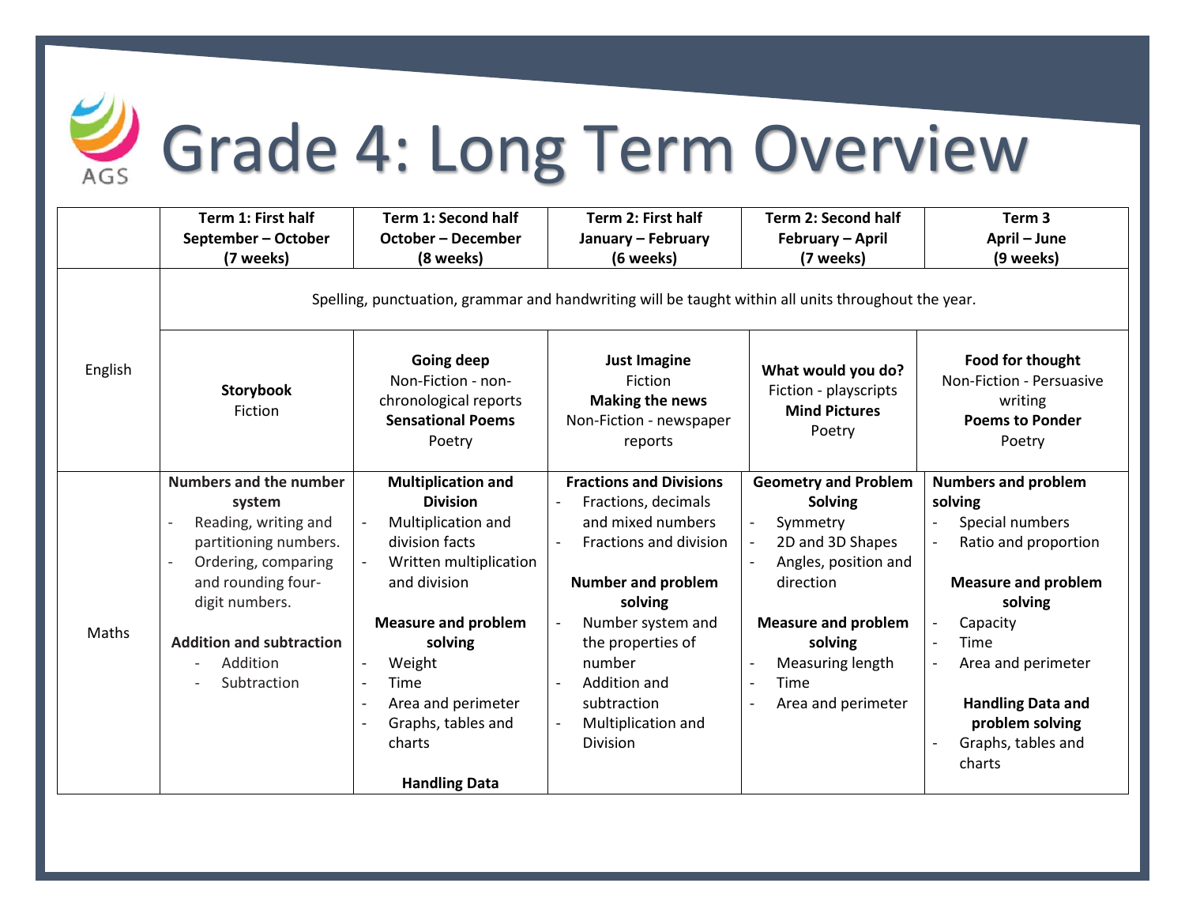# Grade 4: Long Term Overview

| | Term 1: First half<br>September – October<br>(7 weeks) | Term 1: Second half<br>October – December<br>(8 weeks) | Term 2: First half<br>January – February<br>(6 weeks) | Term 2: Second half<br>February – April<br>(7 weeks) | Term 3<br>April – June<br>(9 weeks) |
|---|---|---|---|---|---|
| English | Spelling, punctuation, grammar and handwriting will be taught within all units throughout the year. | | | | |
| | **Storybook**<br>Fiction | **Going deep**<br>Non-Fiction - non-chronological reports<br>**Sensational Poems**<br>Poetry | **Just Imagine**<br>Fiction<br>**Making the news**<br>Non-Fiction - newspaper reports | **What would you do?**<br>Fiction - playscripts<br>**Mind Pictures**<br>Poetry | **Food for thought**<br>Non-Fiction - Persuasive writing<br>**Poems to Ponder**<br>Poetry |
| Maths | **Numbers and the number system**<br>- Reading, writing and partitioning numbers.<br>- Ordering, comparing and rounding four-digit numbers.<br><br>**Addition and subtraction**<br>- Addition<br>- Subtraction | **Multiplication and Division**<br>- Multiplication and division facts<br>- Written multiplication and division<br><br>**Measure and problem solving**<br>- Weight<br>- Time<br>- Area and perimeter<br>- Graphs, tables and charts<br><br>**Handling Data** | **Fractions and Divisions**<br>- Fractions, decimals and mixed numbers<br>- Fractions and division<br><br>**Number and problem solving**<br>- Number system and the properties of number<br>- Addition and subtraction<br>- Multiplication and Division | **Geometry and Problem Solving**<br>- Symmetry<br>- 2D and 3D Shapes<br>- Angles, position and direction<br><br>**Measure and problem solving**<br>- Measuring length<br>- Time<br>- Area and perimeter | **Numbers and problem solving**<br>- Special numbers<br>- Ratio and proportion<br><br>**Measure and problem solving**<br>- Capacity<br>- Time<br>- Area and perimeter<br><br>**Handling Data and problem solving**<br>- Graphs, tables and charts |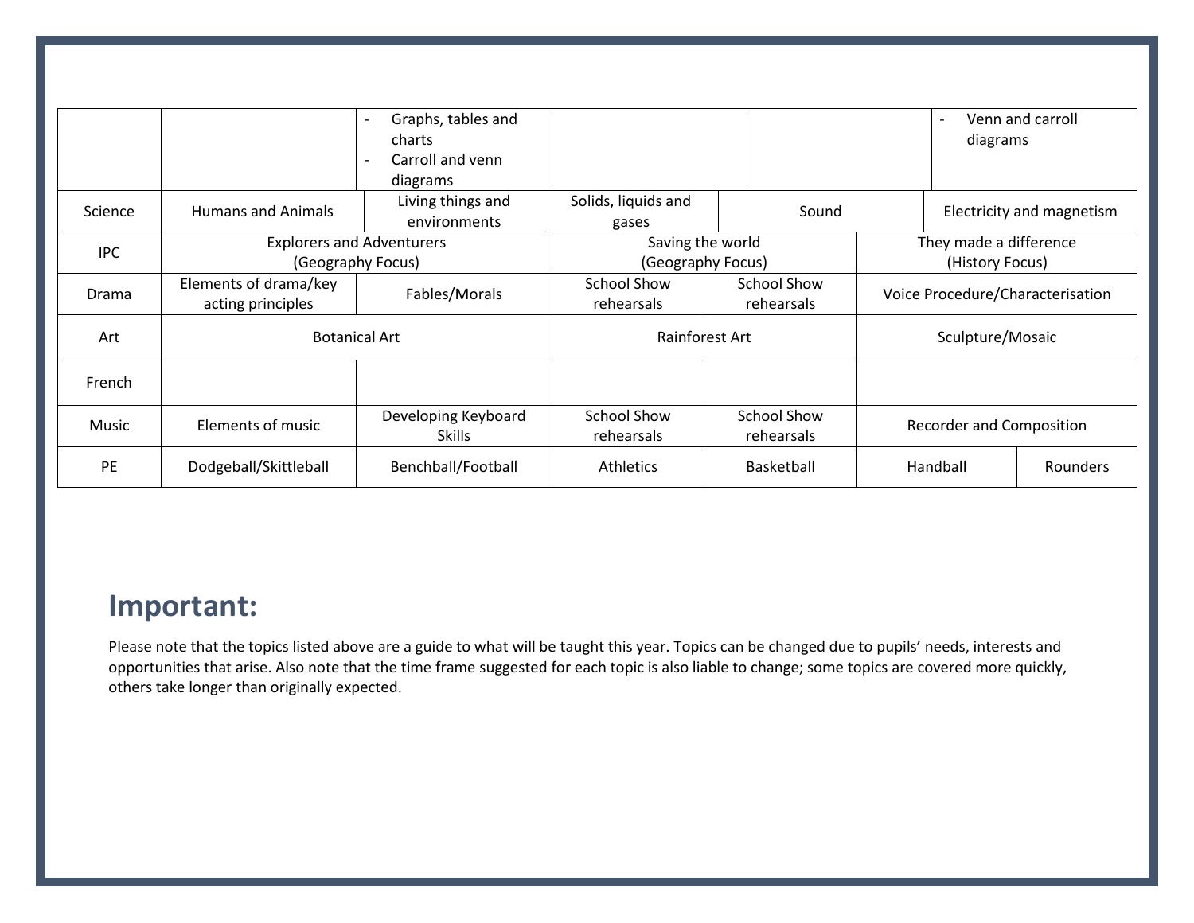| | | | | | | |
|---|---|---|---|---|---|---|
| | | - Graphs, tables and charts<br>- Carroll and venn diagrams | | | - Venn and carroll diagrams | |
| Science | Humans and Animals | Living things and environments | Solids, liquids and gases | Sound | Electricity and magnetism | |
| IPC | Explorers and Adventurers (Geography Focus) | | Saving the world (Geography Focus) | | They made a difference (History Focus) | |
| Drama | Elements of drama/key acting principles | Fables/Morals | School Show rehearsals | School Show rehearsals | Voice Procedure/Characterisation | |
| Art | Botanical Art | | Rainforest Art | | Sculpture/Mosaic | |
| French | | | | | | |
| Music | Elements of music | Developing Keyboard Skills | School Show rehearsals | School Show rehearsals | Recorder and Composition | |
| PE | Dodgeball/Skittleball | Benchball/Football | Athletics | Basketball | Handball | Rounders |

## Important:

Please note that the topics listed above are a guide to what will be taught this year. Topics can be changed due to pupils' needs, interests and opportunities that arise. Also note that the time frame suggested for each topic is also liable to change; some topics are covered more quickly, others take longer than originally expected.